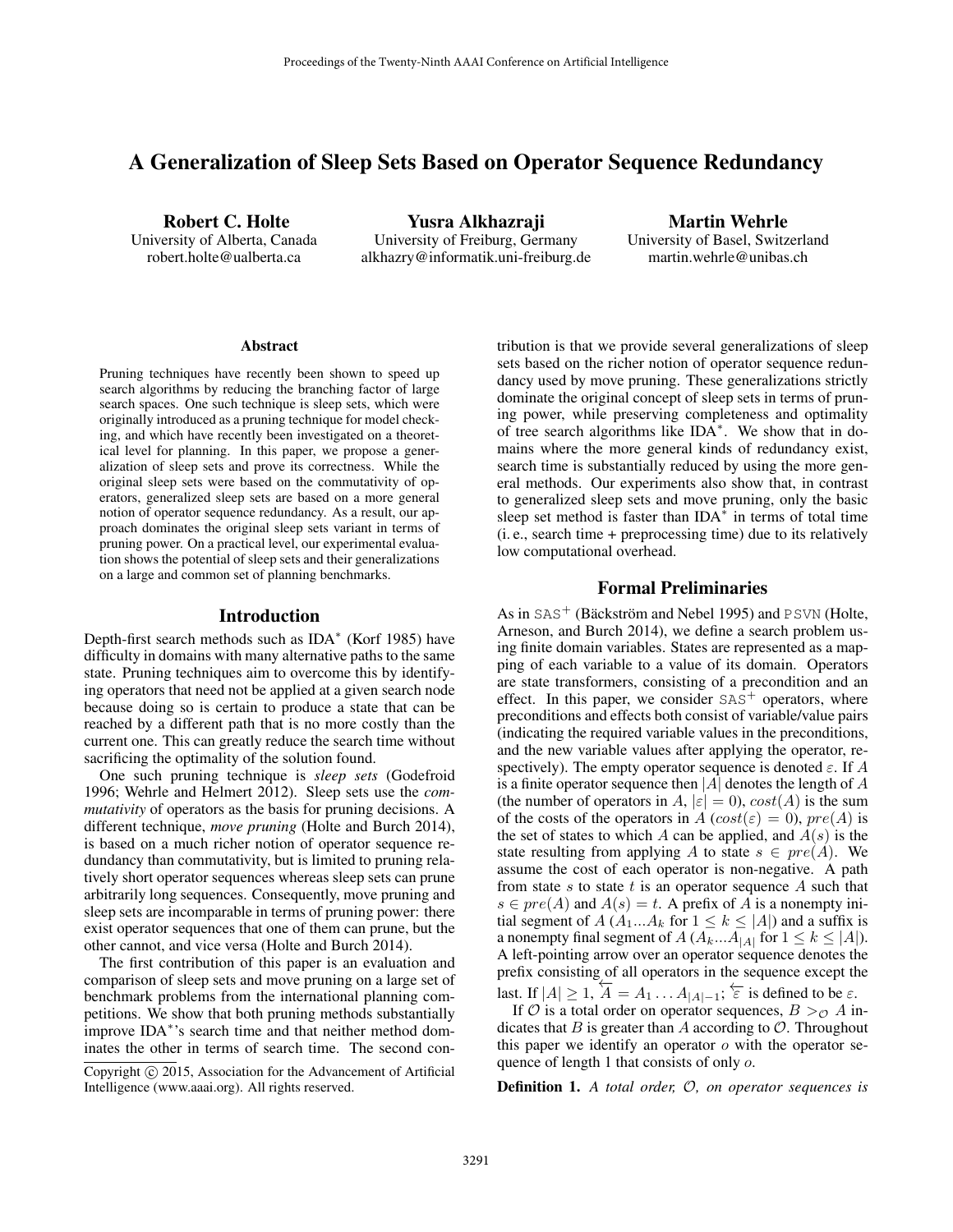# A Generalization of Sleep Sets Based on Operator Sequence Redundancy

**Robert C. Holte**
University of Alberta, Canada
robert.holte@ualberta.ca

**Yusra Alkhazraji**
University of Freiburg, Germany
alkhazry@informatik.uni-freiburg.de

**Martin Wehrle**
University of Basel, Switzerland
martin.wehrle@unibas.ch

## Abstract

Pruning techniques have recently been shown to speed up search algorithms by reducing the branching factor of large search spaces. One such technique is sleep sets, which were originally introduced as a pruning technique for model checking, and which have recently been investigated on a theoretical level for planning. In this paper, we propose a generalization of sleep sets and prove its correctness. While the original sleep sets were based on the commutativity of operators, generalized sleep sets are based on a more general notion of operator sequence redundancy. As a result, our approach dominates the original sleep sets variant in terms of pruning power. On a practical level, our experimental evaluation shows the potential of sleep sets and their generalizations on a large and common set of planning benchmarks.

## Introduction

Depth-first search methods such as IDA$^*$ (Korf 1985) have difficulty in domains with many alternative paths to the same state. Pruning techniques aim to overcome this by identifying operators that need not be applied at a given search node because doing so is certain to produce a state that can be reached by a different path that is no more costly than the current one. This can greatly reduce the search time without sacrificing the optimality of the solution found.

One such pruning technique is *sleep sets* (Godefroid 1996; Wehrle and Helmert 2012). Sleep sets use the *commutativity* of operators as the basis for pruning decisions. A different technique, *move pruning* (Holte and Burch 2014), is based on a much richer notion of operator sequence redundancy than commutativity, but is limited to pruning relatively short operator sequences whereas sleep sets can prune arbitrarily long sequences. Consequently, move pruning and sleep sets are incomparable in terms of pruning power: there exist operator sequences that one of them can prune, but the other cannot, and vice versa (Holte and Burch 2014).

The first contribution of this paper is an evaluation and comparison of sleep sets and move pruning on a large set of benchmark problems from the international planning competitions. We show that both pruning methods substantially improve IDA$^*$'s search time and that neither method dominates the other in terms of search time. The second contribution is that we provide several generalizations of sleep sets based on the richer notion of operator sequence redundancy used by move pruning. These generalizations strictly dominate the original concept of sleep sets in terms of pruning power, while preserving completeness and optimality of tree search algorithms like IDA$^*$. We show that in domains where the more general kinds of redundancy exist, search time is substantially reduced by using the more general methods. Our experiments also show that, in contrast to generalized sleep sets and move pruning, only the basic sleep set method is faster than IDA$^*$ in terms of total time (i. e., search time + preprocessing time) due to its relatively low computational overhead.

Copyright © 2015, Association for the Advancement of Artificial Intelligence (www.aaai.org). All rights reserved.

## Formal Preliminaries

As in SAS$^+$ (Bäckström and Nebel 1995) and PSVN (Holte, Arneson, and Burch 2014), we define a search problem using finite domain variables. States are represented as a mapping of each variable to a value of its domain. Operators are state transformers, consisting of a precondition and an effect. In this paper, we consider SAS$^+$ operators, where preconditions and effects both consist of variable/value pairs (indicating the required variable values in the preconditions, and the new variable values after applying the operator, respectively). The empty operator sequence is denoted $\varepsilon$. If $A$ is a finite operator sequence then $|A|$ denotes the length of $A$ (the number of operators in $A$, $|\varepsilon| = 0$), $cost(A)$ is the sum of the costs of the operators in $A$ ($cost(\varepsilon) = 0$), $pre(A)$ is the set of states to which $A$ can be applied, and $A(s)$ is the state resulting from applying $A$ to state $s \in pre(A)$. We assume the cost of each operator is non-negative. A path from state $s$ to state $t$ is an operator sequence $A$ such that $s \in pre(A)$ and $A(s) = t$. A prefix of $A$ is a nonempty initial segment of $A$ ($A_1...A_k$ for $1 \leq k \leq |A|$) and a suffix is a nonempty final segment of $A$ ($A_k...A_{|A|}$ for $1 \leq k \leq |A|$). A left-pointing arrow over an operator sequence denotes the prefix consisting of all operators in the sequence except the last. If $|A| \geq 1$, $\overleftarrow{A} = A_1 \ldots A_{|A|-1}$; $\overleftarrow{\varepsilon}$ is defined to be $\varepsilon$.

If $\mathcal{O}$ is a total order on operator sequences, $B >_{\mathcal{O}} A$ indicates that $B$ is greater than $A$ according to $\mathcal{O}$. Throughout this paper we identify an operator $o$ with the operator sequence of length 1 that consists of only $o$.

**Definition 1.** *A total order, $\mathcal{O}$, on operator sequences is*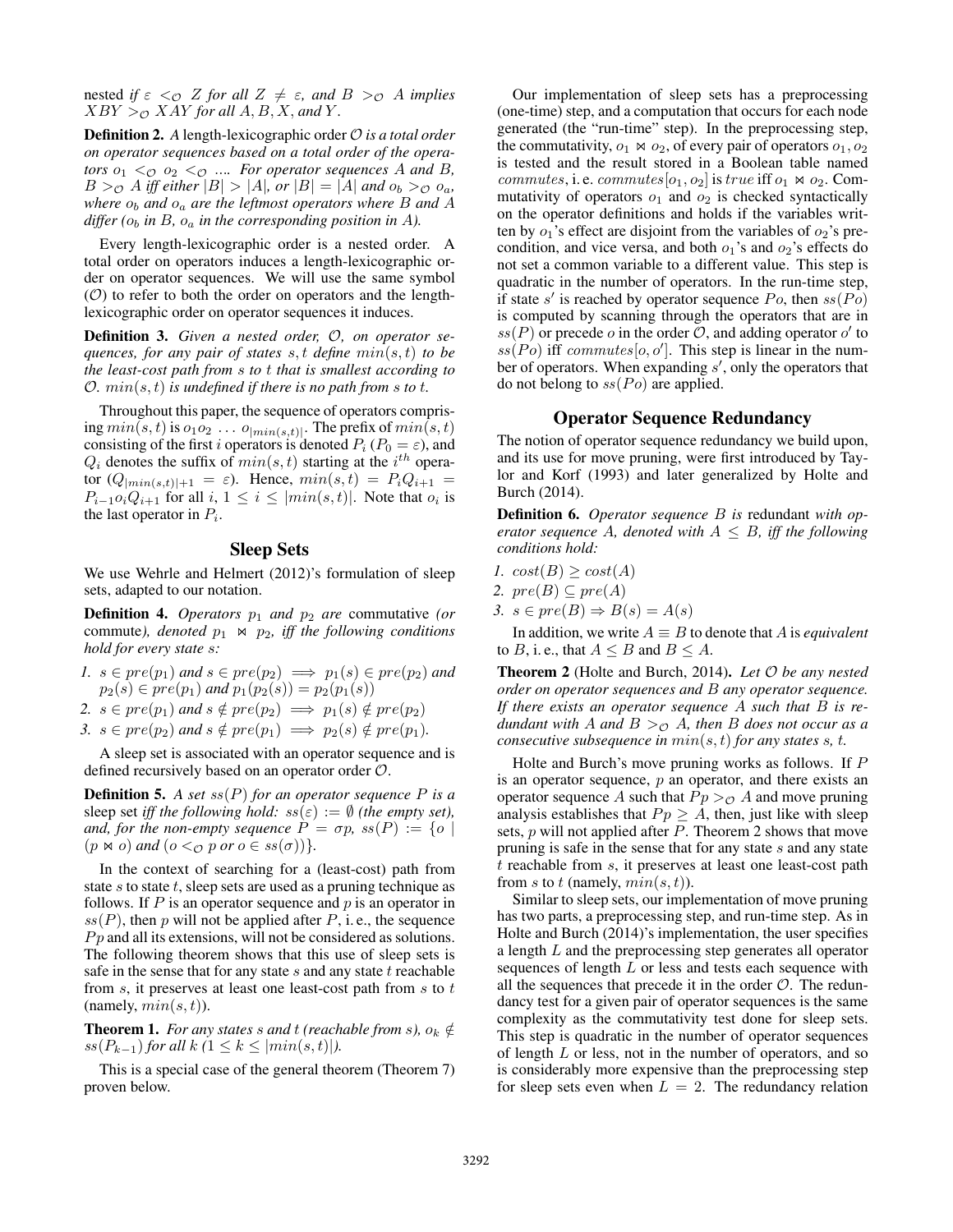nested *if* $\varepsilon <_{\mathcal{O}} Z$ *for all* $Z \neq \varepsilon$, *and* $B >_{\mathcal{O}} A$ *implies* $XBY >_{\mathcal{O}} XAY$ *for all* $A, B, X,$ *and* $Y$.

**Definition 2.** *A length-lexicographic order* $\mathcal{O}$ *is a total order on operator sequences based on a total order of the operators* $o_1 <_{\mathcal{O}} o_2 <_{\mathcal{O}} \ldots$. *For operator sequences A and B,* $B >_{\mathcal{O}} A$ *iff either* $|B| > |A|$, *or* $|B| = |A|$ *and* $o_b >_{\mathcal{O}} o_a$, *where* $o_b$ *and* $o_a$ *are the leftmost operators where B and A differ (*$o_b$ *in B,* $o_a$ *in the corresponding position in A).*

Every length-lexicographic order is a nested order. A total order on operators induces a length-lexicographic order on operator sequences. We will use the same symbol ($\mathcal{O}$) to refer to both the order on operators and the length-lexicographic order on operator sequences it induces.

**Definition 3.** *Given a nested order,* $\mathcal{O}$, *on operator sequences, for any pair of states* $s, t$ *define* $min(s, t)$ *to be the least-cost path from s to t that is smallest according to* $\mathcal{O}$. $min(s, t)$ *is undefined if there is no path from s to t.*

Throughout this paper, the sequence of operators comprising $min(s, t)$ is $o_1 o_2 \ldots o_{|min(s,t)|}$. The prefix of $min(s, t)$ consisting of the first $i$ operators is denoted $P_i$ ($P_0 = \varepsilon$), and $Q_i$ denotes the suffix of $min(s, t)$ starting at the $i^{th}$ operator ($Q_{|min(s,t)|+1} = \varepsilon$). Hence, $min(s, t) = P_i Q_{i+1} = P_{i-1} o_i Q_{i+1}$ for all $i$, $1 \leq i \leq |min(s, t)|$. Note that $o_i$ is the last operator in $P_i$.

## Sleep Sets

We use Wehrle and Helmert (2012)'s formulation of sleep sets, adapted to our notation.

**Definition 4.** *Operators* $p_1$ *and* $p_2$ *are* commutative *(or* commute*), denoted* $p_1 \bowtie p_2$, *iff the following conditions hold for every state s:*

1. $s \in pre(p_1)$ *and* $s \in pre(p_2) \implies p_1(s) \in pre(p_2)$ *and* $p_2(s) \in pre(p_1)$ *and* $p_1(p_2(s)) = p_2(p_1(s))$
2. $s \in pre(p_1)$ *and* $s \notin pre(p_2) \implies p_1(s) \notin pre(p_2)$
3. $s \in pre(p_2)$ *and* $s \notin pre(p_1) \implies p_2(s) \notin pre(p_1)$.

A sleep set is associated with an operator sequence and is defined recursively based on an operator order $\mathcal{O}$.

**Definition 5.** *A set* $ss(P)$ *for an operator sequence P is a* sleep set *iff the following hold:* $ss(\varepsilon) := \emptyset$ *(the empty set), and, for the non-empty sequence* $P = \sigma p$, $ss(P) := \{o \mid (p \bowtie o)$ *and* $(o <_{\mathcal{O}} p$ *or* $o \in ss(\sigma))\}$.

In the context of searching for a (least-cost) path from state $s$ to state $t$, sleep sets are used as a pruning technique as follows. If $P$ is an operator sequence and $p$ is an operator in $ss(P)$, then $p$ will not be applied after $P$, i. e., the sequence $Pp$ and all its extensions, will not be considered as solutions. The following theorem shows that this use of sleep sets is safe in the sense that for any state $s$ and any state $t$ reachable from $s$, it preserves at least one least-cost path from $s$ to $t$ (namely, $min(s, t)$).

**Theorem 1.** *For any states s and t (reachable from s),* $o_k \notin ss(P_{k-1})$ *for all k (*$1 \leq k \leq |min(s, t)|$*).*

This is a special case of the general theorem (Theorem 7) proven below.

Our implementation of sleep sets has a preprocessing (one-time) step, and a computation that occurs for each node generated (the "run-time" step). In the preprocessing step, the commutativity, $o_1 \bowtie o_2$, of every pair of operators $o_1, o_2$ is tested and the result stored in a Boolean table named $commutes$, i. e. $commutes[o_1, o_2]$ is $true$ iff $o_1 \bowtie o_2$. Commutativity of operators $o_1$ and $o_2$ is checked syntactically on the operator definitions and holds if the variables written by $o_1$'s effect are disjoint from the variables of $o_2$'s precondition, and vice versa, and both $o_1$'s and $o_2$'s effects do not set a common variable to a different value. This step is quadratic in the number of operators. In the run-time step, if state $s'$ is reached by operator sequence $Po$, then $ss(Po)$ is computed by scanning through the operators that are in $ss(P)$ or precede $o$ in the order $\mathcal{O}$, and adding operator $o'$ to $ss(Po)$ iff $commutes[o, o']$. This step is linear in the number of operators. When expanding $s'$, only the operators that do not belong to $ss(Po)$ are applied.

## Operator Sequence Redundancy

The notion of operator sequence redundancy we build upon, and its use for move pruning, were first introduced by Taylor and Korf (1993) and later generalized by Holte and Burch (2014).

**Definition 6.** *Operator sequence B is* redundant *with operator sequence A, denoted with* $A \leq B$, *iff the following conditions hold:*

1. $cost(B) \geq cost(A)$
2. $pre(B) \subseteq pre(A)$
3. $s \in pre(B) \Rightarrow B(s) = A(s)$

In addition, we write $A \equiv B$ to denote that $A$ is *equivalent* to $B$, i. e., that $A \leq B$ and $B \leq A$.

**Theorem 2** (Holte and Burch, 2014)**.** *Let* $\mathcal{O}$ *be any nested order on operator sequences and B any operator sequence. If there exists an operator sequence A such that B is redundant with A and* $B >_{\mathcal{O}} A$, *then B does not occur as a consecutive subsequence in* $min(s, t)$ *for any states s, t.*

Holte and Burch's move pruning works as follows. If $P$ is an operator sequence, $p$ an operator, and there exists an operator sequence $A$ such that $Pp >_{\mathcal{O}} A$ and move pruning analysis establishes that $Pp \geq A$, then, just like with sleep sets, $p$ will not applied after $P$. Theorem 2 shows that move pruning is safe in the sense that for any state $s$ and any state $t$ reachable from $s$, it preserves at least one least-cost path from $s$ to $t$ (namely, $min(s, t)$).

Similar to sleep sets, our implementation of move pruning has two parts, a preprocessing step, and run-time step. As in Holte and Burch (2014)'s implementation, the user specifies a length $L$ and the preprocessing step generates all operator sequences of length $L$ or less and tests each sequence with all the sequences that precede it in the order $\mathcal{O}$. The redundancy test for a given pair of operator sequences is the same complexity as the commutativity test done for sleep sets. This step is quadratic in the number of operator sequences of length $L$ or less, not in the number of operators, and so is considerably more expensive than the preprocessing step for sleep sets even when $L = 2$. The redundancy relation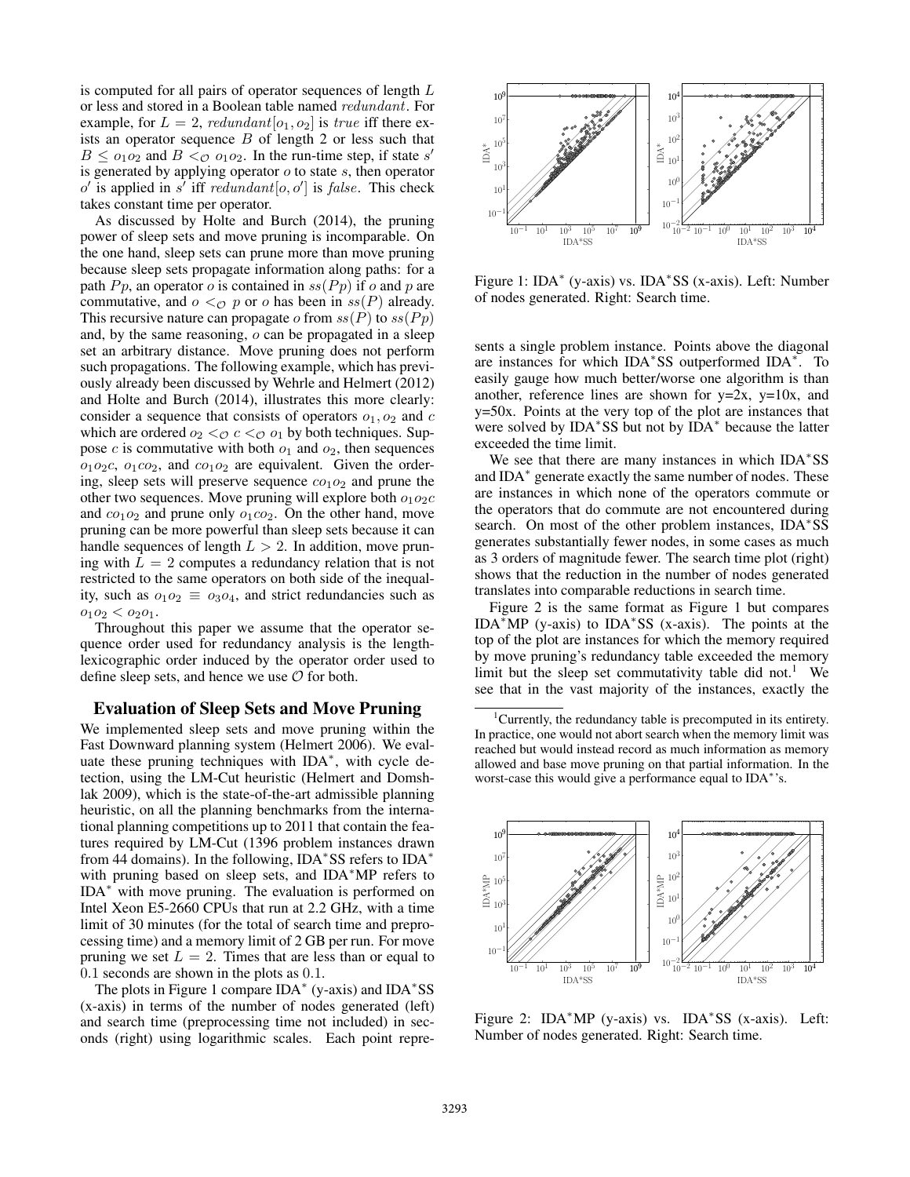is computed for all pairs of operator sequences of length $L$ or less and stored in a Boolean table named *redundant*. For example, for $L = 2$, $redundant[o_1, o_2]$ is *true* iff there exists an operator sequence $B$ of length 2 or less such that $B \leq o_1 o_2$ and $B <_{\mathcal{O}} o_1 o_2$. In the run-time step, if state $s'$ is generated by applying operator $o$ to state $s$, then operator $o'$ is applied in $s'$ iff $redundant[o, o']$ is *false*. This check takes constant time per operator.

As discussed by Holte and Burch (2014), the pruning power of sleep sets and move pruning is incomparable. On the one hand, sleep sets can prune more than move pruning because sleep sets propagate information along paths: for a path $Pp$, an operator $o$ is contained in $ss(Pp)$ if $o$ and $p$ are commutative, and $o <_{\mathcal{O}} p$ or $o$ has been in $ss(P)$ already. This recursive nature can propagate $o$ from $ss(P)$ to $ss(Pp)$ and, by the same reasoning, $o$ can be propagated in a sleep set an arbitrary distance. Move pruning does not perform such propagations. The following example, which has previously already been discussed by Wehrle and Helmert (2012) and Holte and Burch (2014), illustrates this more clearly: consider a sequence that consists of operators $o_1, o_2$ and $c$ which are ordered $o_2 <_{\mathcal{O}} c <_{\mathcal{O}} o_1$ by both techniques. Suppose $c$ is commutative with both $o_1$ and $o_2$, then sequences $o_1 o_2 c$, $o_1 c o_2$, and $c o_1 o_2$ are equivalent. Given the ordering, sleep sets will preserve sequence $c o_1 o_2$ and prune the other two sequences. Move pruning will explore both $o_1 o_2 c$ and $c o_1 o_2$ and prune only $o_1 c o_2$. On the other hand, move pruning can be more powerful than sleep sets because it can handle sequences of length $L > 2$. In addition, move pruning with $L = 2$ computes a redundancy relation that is not restricted to the same operators on both side of the inequality, such as $o_1 o_2 \equiv o_3 o_4$, and strict redundancies such as $o_1 o_2 < o_2 o_1$.

Throughout this paper we assume that the operator sequence order used for redundancy analysis is the length-lexicographic order induced by the operator order used to define sleep sets, and hence we use $\mathcal{O}$ for both.

## Evaluation of Sleep Sets and Move Pruning

We implemented sleep sets and move pruning within the Fast Downward planning system (Helmert 2006). We evaluate these pruning techniques with IDA$^*$, with cycle detection, using the LM-Cut heuristic (Helmert and Domshlak 2009), which is the state-of-the-art admissible planning heuristic, on all the planning benchmarks from the international planning competitions up to 2011 that contain the features required by LM-Cut (1396 problem instances drawn from 44 domains). In the following, IDA$^*$SS refers to IDA$^*$ with pruning based on sleep sets, and IDA$^*$MP refers to IDA$^*$ with move pruning. The evaluation is performed on Intel Xeon E5-2660 CPUs that run at 2.2 GHz, with a time limit of 30 minutes (for the total of search time and preprocessing time) and a memory limit of 2 GB per run. For move pruning we set $L = 2$. Times that are less than or equal to 0.1 seconds are shown in the plots as 0.1.

The plots in Figure 1 compare IDA$^*$ (y-axis) and IDA$^*$SS (x-axis) in terms of the number of nodes generated (left) and search time (preprocessing time not included) in seconds (right) using logarithmic scales. Each point represents a single problem instance. Points above the diagonal are instances for which IDA$^*$SS outperformed IDA$^*$. To easily gauge how much better/worse one algorithm is than another, reference lines are shown for y=2x, y=10x, and y=50x. Points at the very top of the plot are instances that were solved by IDA$^*$SS but not by IDA$^*$ because the latter exceeded the time limit.

IDA*
IDA*SS

Figure 1: IDA$^*$ (y-axis) vs. IDA$^*$SS (x-axis). Left: Number of nodes generated. Right: Search time.

We see that there are many instances in which IDA$^*$SS and IDA$^*$ generate exactly the same number of nodes. These are instances in which none of the operators commute or the operators that do commute are not encountered during search. On most of the other problem instances, IDA$^*$SS generates substantially fewer nodes, in some cases as much as 3 orders of magnitude fewer. The search time plot (right) shows that the reduction in the number of nodes generated translates into comparable reductions in search time.

Figure 2 is the same format as Figure 1 but compares IDA$^*$MP (y-axis) to IDA$^*$SS (x-axis). The points at the top of the plot are instances for which the memory required by move pruning's redundancy table exceeded the memory limit but the sleep set commutativity table did not.[1] We see that in the vast majority of the instances, exactly the

[1] Currently, the redundancy table is precomputed in its entirety. In practice, one would not abort search when the memory limit was reached but would instead record as much information as memory allowed and base move pruning on that partial information. In the worst-case this would give a performance equal to IDA$^*$'s.

IDA*MP
IDA*SS

Figure 2: IDA$^*$MP (y-axis) vs. IDA$^*$SS (x-axis). Left: Number of nodes generated. Right: Search time.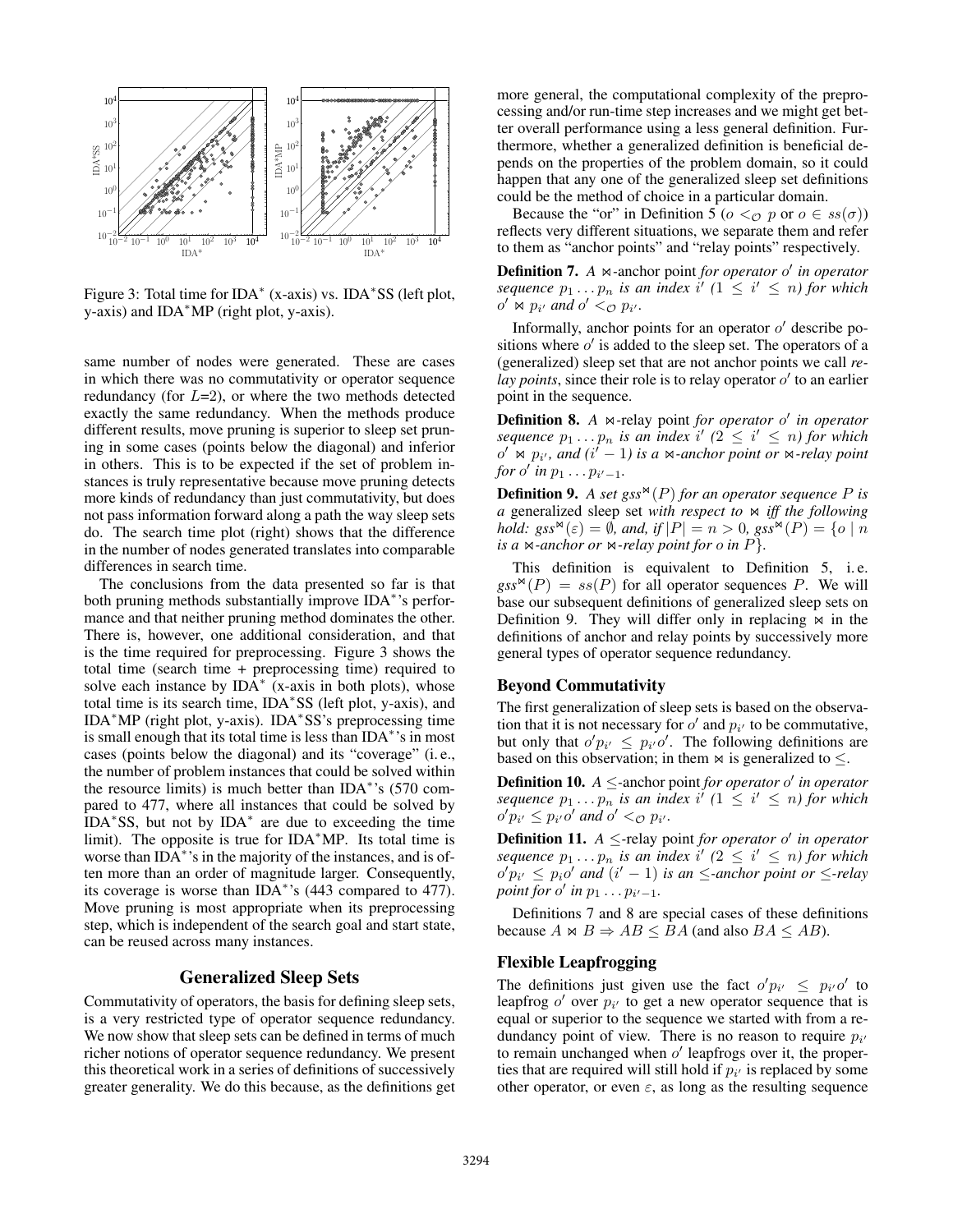IDA*SS

IDA*MP

IDA*

IDA*

$10^{-2}$ $10^{-1}$ $10^{0}$ $10^{1}$ $10^{2}$ $10^{3}$ $10^{4}$

Figure 3: Total time for IDA* (x-axis) vs. IDA*SS (left plot, y-axis) and IDA*MP (right plot, y-axis).

same number of nodes were generated. These are cases in which there was no commutativity or operator sequence redundancy (for $L$=2), or where the two methods detected exactly the same redundancy. When the methods produce different results, move pruning is superior to sleep set pruning in some cases (points below the diagonal) and inferior in others. This is to be expected if the set of problem instances is truly representative because move pruning detects more kinds of redundancy than just commutativity, but does not pass information forward along a path the way sleep sets do. The search time plot (right) shows that the difference in the number of nodes generated translates into comparable differences in search time.

The conclusions from the data presented so far is that both pruning methods substantially improve IDA*'s performance and that neither pruning method dominates the other. There is, however, one additional consideration, and that is the time required for preprocessing. Figure 3 shows the total time (search time + preprocessing time) required to solve each instance by IDA* (x-axis in both plots), whose total time is its search time, IDA*SS (left plot, y-axis), and IDA*MP (right plot, y-axis). IDA*SS's preprocessing time is small enough that its total time is less than IDA*'s in most cases (points below the diagonal) and its "coverage" (i. e., the number of problem instances that could be solved within the resource limits) is much better than IDA*'s (570 compared to 477, where all instances that could be solved by IDA*SS, but not by IDA* are due to exceeding the time limit). The opposite is true for IDA*MP. Its total time is worse than IDA*'s in the majority of the instances, and is often more than an order of magnitude larger. Consequently, its coverage is worse than IDA*'s (443 compared to 477). Move pruning is most appropriate when its preprocessing step, which is independent of the search goal and start state, can be reused across many instances.

## Generalized Sleep Sets

Commutativity of operators, the basis for defining sleep sets, is a very restricted type of operator sequence redundancy. We now show that sleep sets can be defined in terms of much richer notions of operator sequence redundancy. We present this theoretical work in a series of definitions of successively greater generality. We do this because, as the definitions get more general, the computational complexity of the preprocessing and/or run-time step increases and we might get better overall performance using a less general definition. Furthermore, whether a generalized definition is beneficial depends on the properties of the problem domain, so it could happen that any one of the generalized sleep set definitions could be the method of choice in a particular domain.

Because the "or" in Definition 5 ($o <_{\mathcal{O}} p$ or $o \in ss(\sigma)$) reflects very different situations, we separate them and refer to them as "anchor points" and "relay points" respectively.

**Definition 7.** *A* $\bowtie$*-anchor point for operator* $o'$ *in operator sequence* $p_1 \ldots p_n$ *is an index* $i'$ $(1 \leq i' \leq n)$ *for which* $o' \bowtie p_{i'}$ *and* $o' <_{\mathcal{O}} p_{i'}$.

Informally, anchor points for an operator $o'$ describe positions where $o'$ is added to the sleep set. The operators of a (generalized) sleep set that are not anchor points we call *relay points*, since their role is to relay operator $o'$ to an earlier point in the sequence.

**Definition 8.** *A* $\bowtie$*-relay point for operator* $o'$ *in operator sequence* $p_1 \ldots p_n$ *is an index* $i'$ $(2 \leq i' \leq n)$ *for which* $o' \bowtie p_{i'}$, *and* $(i' - 1)$ *is a* $\bowtie$*-anchor point or* $\bowtie$*-relay point for* $o'$ *in* $p_1 \ldots p_{i'-1}$.

**Definition 9.** *A set* $gss^{\bowtie}(P)$ *for an operator sequence* $P$ *is a* generalized sleep set *with respect to* $\bowtie$ *iff the following hold:* $gss^{\bowtie}(\varepsilon) = \emptyset$, *and, if* $|P| = n > 0$, $gss^{\bowtie}(P) = \{o \mid n$ *is a* $\bowtie$*-anchor or* $\bowtie$*-relay point for* $o$ *in* $P\}$.

This definition is equivalent to Definition 5, i. e. $gss^{\bowtie}(P) = ss(P)$ for all operator sequences $P$. We will base our subsequent definitions of generalized sleep sets on Definition 9. They will differ only in replacing $\bowtie$ in the definitions of anchor and relay points by successively more general types of operator sequence redundancy.

### Beyond Commutativity

The first generalization of sleep sets is based on the observation that it is not necessary for $o'$ and $p_{i'}$ to be commutative, but only that $o'p_{i'} \leq p_{i'}o'$. The following definitions are based on this observation; in them $\bowtie$ is generalized to $\leq$.

**Definition 10.** *A* $\leq$*-anchor point for operator* $o'$ *in operator sequence* $p_1 \ldots p_n$ *is an index* $i'$ $(1 \leq i' \leq n)$ *for which* $o'p_{i'} \leq p_{i'}o'$ *and* $o' <_{\mathcal{O}} p_{i'}$.

**Definition 11.** *A* $\leq$*-relay point for operator* $o'$ *in operator sequence* $p_1 \ldots p_n$ *is an index* $i'$ $(2 \leq i' \leq n)$ *for which* $o'p_{i'} \leq p_i o'$ *and* $(i' - 1)$ *is an* $\leq$*-anchor point or* $\leq$*-relay point for* $o'$ *in* $p_1 \ldots p_{i'-1}$.

Definitions 7 and 8 are special cases of these definitions because $A \bowtie B \Rightarrow AB \leq BA$ (and also $BA \leq AB$).

### Flexible Leapfrogging

The definitions just given use the fact $o'p_{i'} \leq p_{i'}o'$ to leapfrog $o'$ over $p_{i'}$ to get a new operator sequence that is equal or superior to the sequence we started with from a redundancy point of view. There is no reason to require $p_{i'}$ to remain unchanged when $o'$ leapfrogs over it, the properties that are required will still hold if $p_{i'}$ is replaced by some other operator, or even $\varepsilon$, as long as the resulting sequence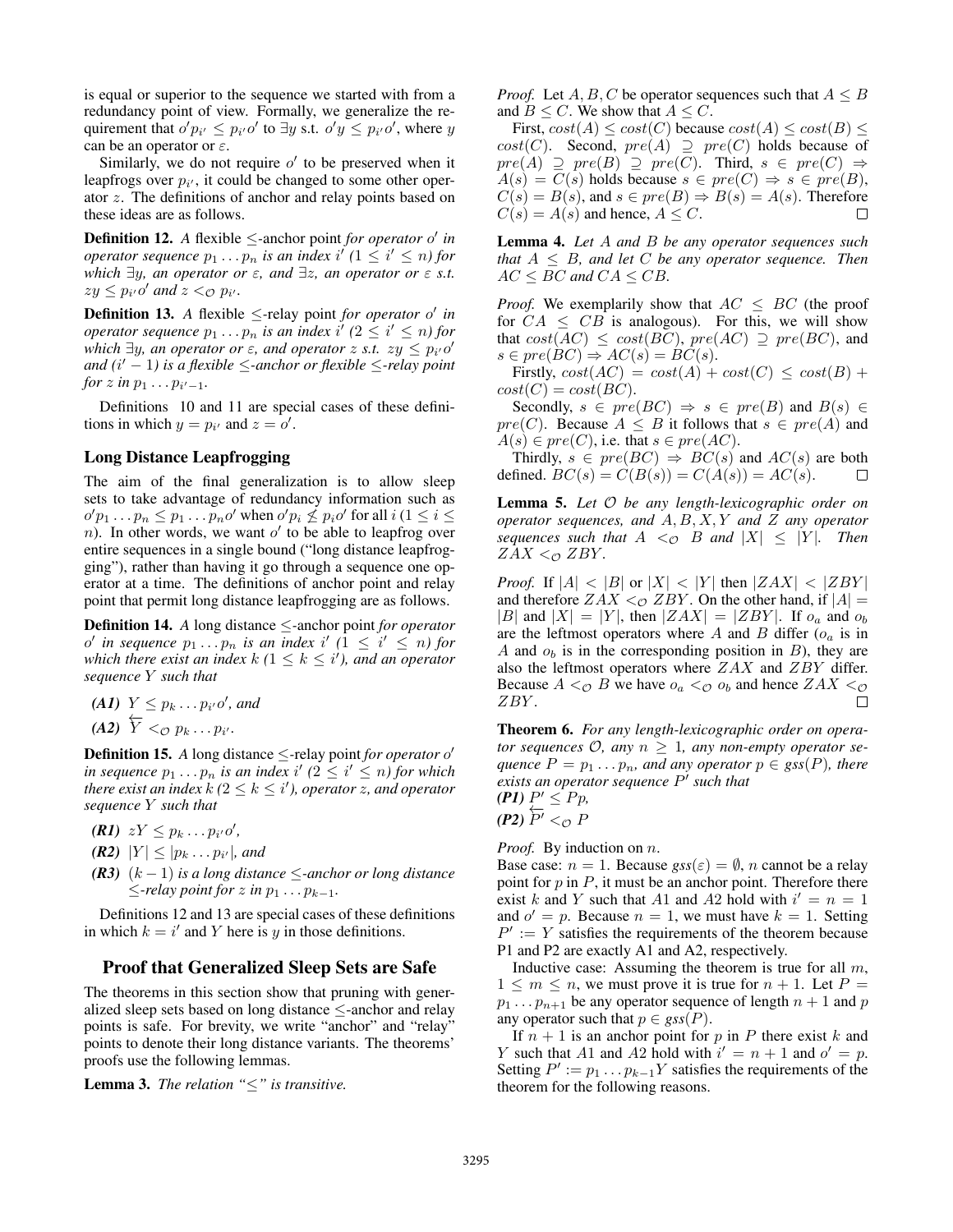is equal or superior to the sequence we started with from a redundancy point of view. Formally, we generalize the requirement that $o'p_{i'} \leq p_{i'}o'$ to $\exists y$ s.t. $o'y \leq p_{i'}o'$, where $y$ can be an operator or $\varepsilon$.

Similarly, we do not require $o'$ to be preserved when it leapfrogs over $p_{i'}$, it could be changed to some other operator $z$. The definitions of anchor and relay points based on these ideas are as follows.

**Definition 12.** *A* flexible $\leq$-anchor point *for operator $o'$ in operator sequence $p_1 \ldots p_n$ is an index $i'$ ($1 \leq i' \leq n$) for which $\exists y$, an operator or $\varepsilon$, and $\exists z$, an operator or $\varepsilon$ s.t. $zy \leq p_{i'}o'$ and $z <_{\mathcal{O}} p_{i'}$.*

**Definition 13.** *A* flexible $\leq$-relay point *for operator $o'$ in operator sequence $p_1 \ldots p_n$ is an index $i'$ ($2 \leq i' \leq n$) for which $\exists y$, an operator or $\varepsilon$, and operator $z$ s.t. $zy \leq p_{i'}o'$ and $(i'-1)$ is a flexible $\leq$-anchor or flexible $\leq$-relay point for $z$ in $p_1 \ldots p_{i'-1}$.*

Definitions 10 and 11 are special cases of these definitions in which $y = p_{i'}$ and $z = o'$.

### Long Distance Leapfrogging

The aim of the final generalization is to allow sleep sets to take advantage of redundancy information such as $o'p_1 \ldots p_n \leq p_1 \ldots p_n o'$ when $o'p_i \not\leq p_i o'$ for all $i$ ($1 \leq i \leq n$). In other words, we want $o'$ to be able to leapfrog over entire sequences in a single bound ("long distance leapfrogging"), rather than having it go through a sequence one operator at a time. The definitions of anchor point and relay point that permit long distance leapfrogging are as follows.

**Definition 14.** *A* long distance $\leq$-anchor point *for operator $o'$ in sequence $p_1 \ldots p_n$ is an index $i'$ ($1 \leq i' \leq n$) for which there exist an index $k$ ($1 \leq k \leq i'$), and an operator sequence $Y$ such that*

- ***(A1)*** $Y \leq p_k \ldots p_{i'}o'$*, and*
- ***(A2)*** $\overleftarrow{Y} <_{\mathcal{O}} p_k \ldots p_{i'}$.

**Definition 15.** *A* long distance $\leq$-relay point *for operator $o'$ in sequence $p_1 \ldots p_n$ is an index $i'$ ($2 \leq i' \leq n$) for which there exist an index $k$ ($2 \leq k \leq i'$), operator $z$, and operator sequence $Y$ such that*

- ***(R1)*** $zY \leq p_k \ldots p_{i'}o'$,
- ***(R2)*** $|Y| \leq |p_k \ldots p_{i'}|$*, and*
- ***(R3)*** *$(k-1)$ is a long distance $\leq$-anchor or long distance $\leq$-relay point for $z$ in $p_1 \ldots p_{k-1}$.*

Definitions 12 and 13 are special cases of these definitions in which $k = i'$ and $Y$ here is $y$ in those definitions.

## Proof that Generalized Sleep Sets are Safe

The theorems in this section show that pruning with generalized sleep sets based on long distance $\leq$-anchor and relay points is safe. For brevity, we write "anchor" and "relay" points to denote their long distance variants. The theorems' proofs use the following lemmas.

**Lemma 3.** *The relation "$\leq$" is transitive.*

*Proof.* Let $A, B, C$ be operator sequences such that $A \leq B$ and $B \leq C$. We show that $A \leq C$.

First, $cost(A) \leq cost(C)$ because $cost(A) \leq cost(B) \leq cost(C)$. Second, $pre(A) \supseteq pre(C)$ holds because of $pre(A) \supseteq pre(B) \supseteq pre(C)$. Third, $s \in pre(C) \Rightarrow A(s) = C(s)$ holds because $s \in pre(C) \Rightarrow s \in pre(B)$, $C(s) = B(s)$, and $s \in pre(B) \Rightarrow B(s) = A(s)$. Therefore $C(s) = A(s)$ and hence, $A \leq C$. □

**Lemma 4.** *Let $A$ and $B$ be any operator sequences such that $A \leq B$, and let $C$ be any operator sequence. Then $AC \leq BC$ and $CA \leq CB$.*

*Proof.* We exemplarily show that $AC \leq BC$ (the proof for $CA \leq CB$ is analogous). For this, we will show that $cost(AC) \leq cost(BC)$, $pre(AC) \supseteq pre(BC)$, and $s \in pre(BC) \Rightarrow AC(s) = BC(s)$.

Firstly, $cost(AC) = cost(A) + cost(C) \leq cost(B) + cost(C) = cost(BC)$.

Secondly, $s \in pre(BC) \Rightarrow s \in pre(B)$ and $B(s) \in pre(C)$. Because $A \leq B$ it follows that $s \in pre(A)$ and $A(s) \in pre(C)$, i.e. that $s \in pre(AC)$.

Thirdly, $s \in pre(BC) \Rightarrow BC(s)$ and $AC(s)$ are both defined. $BC(s) = C(B(s)) = C(A(s)) = AC(s)$. □

**Lemma 5.** *Let $\mathcal{O}$ be any length-lexicographic order on operator sequences, and $A, B, X, Y$ and $Z$ any operator sequences such that $A <_{\mathcal{O}} B$ and $|X| \leq |Y|$. Then $ZAX <_{\mathcal{O}} ZBY$.*

*Proof.* If $|A| < |B|$ or $|X| < |Y|$ then $|ZAX| < |ZBY|$ and therefore $ZAX <_{\mathcal{O}} ZBY$. On the other hand, if $|A| = |B|$ and $|X| = |Y|$, then $|ZAX| = |ZBY|$. If $o_a$ and $o_b$ are the leftmost operators where $A$ and $B$ differ ($o_a$ is in $A$ and $o_b$ is in the corresponding position in $B$), they are also the leftmost operators where $ZAX$ and $ZBY$ differ. Because $A <_{\mathcal{O}} B$ we have $o_a <_{\mathcal{O}} o_b$ and hence $ZAX <_{\mathcal{O}} ZBY$. □

**Theorem 6.** *For any length-lexicographic order on operator sequences $\mathcal{O}$, any $n \geq 1$, any non-empty operator sequence $P = p_1 \ldots p_n$, and any operator $p \in gss(P)$, there exists an operator sequence $P'$ such that*
***(P1)*** $P' \leq Pp$,
***(P2)*** $\overleftarrow{P'} <_{\mathcal{O}} P$

*Proof.* By induction on $n$.
Base case: $n = 1$. Because $gss(\varepsilon) = \emptyset$, $n$ cannot be a relay point for $p$ in $P$, it must be an anchor point. Therefore there exist $k$ and $Y$ such that $A1$ and $A2$ hold with $i' = n = 1$ and $o' = p$. Because $n = 1$, we must have $k = 1$. Setting $P' := Y$ satisfies the requirements of the theorem because P1 and P2 are exactly A1 and A2, respectively.

Inductive case: Assuming the theorem is true for all $m$, $1 \leq m \leq n$, we must prove it is true for $n + 1$. Let $P = p_1 \ldots p_{n+1}$ be any operator sequence of length $n + 1$ and $p$ any operator such that $p \in gss(P)$.

If $n + 1$ is an anchor point for $p$ in $P$ there exist $k$ and $Y$ such that $A1$ and $A2$ hold with $i' = n + 1$ and $o' = p$. Setting $P' := p_1 \ldots p_{k-1}Y$ satisfies the requirements of the theorem for the following reasons.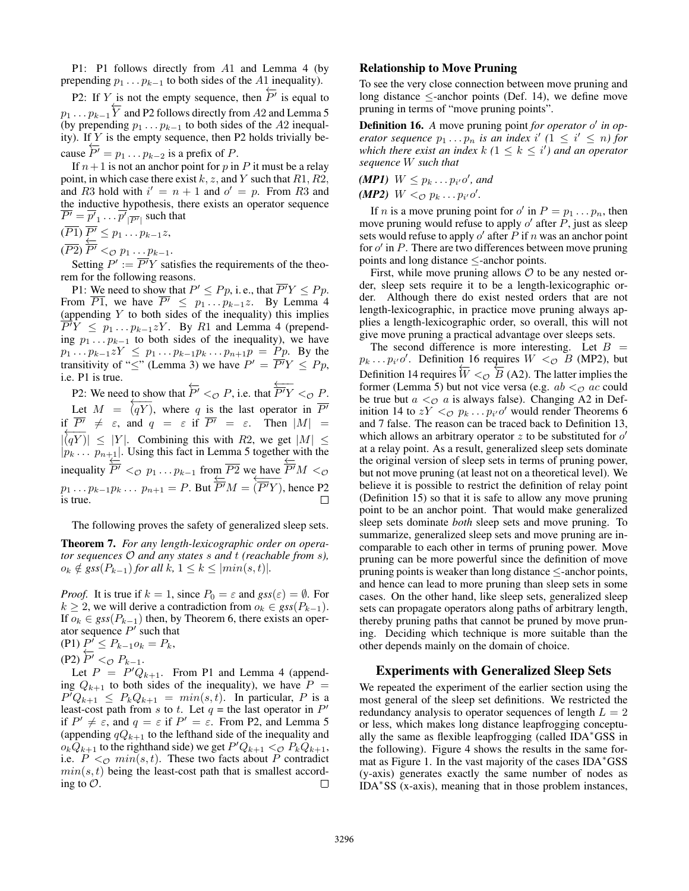P1: P1 follows directly from $A1$ and Lemma 4 (by prepending $p_1 \dots p_{k-1}$ to both sides of the $A1$ inequality).

P2: If $Y$ is not the empty sequence, then $\overleftarrow{P'}$ is equal to $p_1 \dots p_{k-1}\overleftarrow{Y}$ and P2 follows directly from $A2$ and Lemma 5 (by prepending $p_1 \dots p_{k-1}$ to both sides of the $A2$ inequality). If $Y$ is the empty sequence, then P2 holds trivially because $\overleftarrow{P'} = p_1 \dots p_{k-2}$ is a prefix of $P$.

If $n+1$ is not an anchor point for $p$ in $P$ it must be a relay point, in which case there exist $k$, $z$, and $Y$ such that $R1$, $R2$, and $R3$ hold with $i' = n+1$ and $o' = p$. From $R3$ and the inductive hypothesis, there exists an operator sequence $\overline{P'} = \overline{p'}_1 \dots \overline{p'}_{|\overline{P'}|}$ such that

($\overline{P1}$) $\overline{P'} \le p_1 \dots p_{k-1}z$,

($\overline{P2}$) $\overleftarrow{\overline{P'}} <_{\mathcal{O}} p_1 \dots p_{k-1}$.

Setting $P' := \overline{P'}Y$ satisfies the requirements of the theorem for the following reasons.

P1: We need to show that $P' \le Pp$, i. e., that $\overline{P'}Y \le Pp$. From $\overline{P1}$, we have $\overline{P'} \le p_1 \dots p_{k-1}z$. By Lemma 4 (appending $Y$ to both sides of the inequality) this implies $\overline{P'}Y \le p_1 \dots p_{k-1}zY$. By $R1$ and Lemma 4 (prepending $p_1 \dots p_{k-1}$ to both sides of the inequality), we have $p_1 \dots p_{k-1}zY \le p_1 \dots p_{k-1}p_k \dots p_{n+1}p = Pp$. By the transitivity of "$\le$" (Lemma 3) we have $P' = \overline{P'}Y \le Pp$, i.e. P1 is true.

P2: We need to show that $\overleftarrow{P'} <_{\mathcal{O}} P$, i.e. that $\overleftarrow{\overline{P'}Y} <_{\mathcal{O}} P$. Let $M = \overleftarrow{(qY)}$, where $q$ is the last operator in $\overline{P'}$ if $\overline{P'} \neq \varepsilon$, and $q = \varepsilon$ if $\overline{P'} = \varepsilon$. Then $|M| = |\overleftarrow{(qY)}| \le |Y|$. Combining this with $R2$, we get $|M| \le |p_k \dots p_{n+1}|$. Using this fact in Lemma 5 together with the inequality $\overleftarrow{\overline{P'}} <_{\mathcal{O}} p_1 \dots p_{k-1}$ from $\overline{P2}$ we have $\overleftarrow{\overline{P'}}M <_{\mathcal{O}} p_1 \dots p_{k-1}p_k \dots p_{n+1} = P$. But $\overleftarrow{\overline{P'}}M = \overleftarrow{(\overline{P'}Y)}$, hence P2 is true. □

The following proves the safety of generalized sleep sets.

**Theorem 7.** *For any length-lexicographic order on operator sequences $\mathcal{O}$ and any states $s$ and $t$ (reachable from $s$), $o_k \notin gss(P_{k-1})$ for all $k$, $1 \le k \le |min(s,t)|$.*

*Proof.* It is true if $k = 1$, since $P_0 = \varepsilon$ and $gss(\varepsilon) = \emptyset$. For $k \ge 2$, we will derive a contradiction from $o_k \in gss(P_{k-1})$. If $o_k \in gss(P_{k-1})$ then, by Theorem 6, there exists an operator sequence $P'$ such that

(P1) $P' \le P_{k-1}o_k = P_k$,

(P2) $\overleftarrow{P'} <_{\mathcal{O}} P_{k-1}$.

Let $P = P'Q_{k+1}$. From P1 and Lemma 4 (appending $Q_{k+1}$ to both sides of the inequality), we have $P = P'Q_{k+1} \le P_kQ_{k+1} = min(s,t)$. In particular, $P$ is a least-cost path from $s$ to $t$. Let $q$ = the last operator in $P'$ if $P' \neq \varepsilon$, and $q = \varepsilon$ if $P' = \varepsilon$. From P2, and Lemma 5 (appending $qQ_{k+1}$ to the lefthand side of the inequality and $o_kQ_{k+1}$ to the righthand side) we get $P'Q_{k+1} <_{\mathcal{O}} P_kQ_{k+1}$, i.e. $P <_{\mathcal{O}} min(s,t)$. These two facts about $P$ contradict $min(s,t)$ being the least-cost path that is smallest according to $\mathcal{O}$. □

## Relationship to Move Pruning

To see the very close connection between move pruning and long distance $\le$-anchor points (Def. 14), we define move pruning in terms of "move pruning points".

**Definition 16.** *A* move pruning point *for operator $o'$ in operator sequence $p_1 \dots p_n$ is an index $i'$ ($1 \le i' \le n$) for which there exist an index $k$ ($1 \le k \le i'$) and an operator sequence $W$ such that*

***(MP1)*** $W \le p_k \dots p_{i'}o'$*, and*

***(MP2)*** $W <_{\mathcal{O}} p_k \dots p_{i'}o'$.

If $n$ is a move pruning point for $o'$ in $P = p_1 \dots p_n$, then move pruning would refuse to apply $o'$ after $P$, just as sleep sets would refuse to apply $o'$ after $P$ if $n$ was an anchor point for $o'$ in $P$. There are two differences between move pruning points and long distance $\le$-anchor points.

First, while move pruning allows $\mathcal{O}$ to be any nested order, sleep sets require it to be a length-lexicographic order. Although there do exist nested orders that are not length-lexicographic, in practice move pruning always applies a length-lexicographic order, so overall, this will not give move pruning a practical advantage over sleeps sets.

The second difference is more interesting. Let $B = p_k \dots p_{i'}o'$. Definition 16 requires $W <_{\mathcal{O}} B$ (MP2), but Definition 14 requires $\overleftarrow{W} <_{\mathcal{O}} \overleftarrow{B}$ (A2). The latter implies the former (Lemma 5) but not vice versa (e.g. $ab <_{\mathcal{O}} ac$ could be true but $a <_{\mathcal{O}} a$ is always false). Changing A2 in Definition 14 to $zY <_{\mathcal{O}} p_k \dots p_{i'}o'$ would render Theorems 6 and 7 false. The reason can be traced back to Definition 13, which allows an arbitrary operator $z$ to be substituted for $o'$ at a relay point. As a result, generalized sleep sets dominate the original version of sleep sets in terms of pruning power, but not move pruning (at least not on a theoretical level). We believe it is possible to restrict the definition of relay point (Definition 15) so that it is safe to allow any move pruning point to be an anchor point. That would make generalized sleep sets dominate *both* sleep sets and move pruning. To summarize, generalized sleep sets and move pruning are incomparable to each other in terms of pruning power. Move pruning can be more powerful since the definition of move pruning points is weaker than long distance $\le$-anchor points, and hence can lead to more pruning than sleep sets in some cases. On the other hand, like sleep sets, generalized sleep sets can propagate operators along paths of arbitrary length, thereby pruning paths that cannot be pruned by move pruning. Deciding which technique is more suitable than the other depends mainly on the domain of choice.

## Experiments with Generalized Sleep Sets

We repeated the experiment of the earlier section using the most general of the sleep set definitions. We restricted the redundancy analysis to operator sequences of length $L = 2$ or less, which makes long distance leapfrogging conceptually the same as flexible leapfrogging (called IDA*GSS in the following). Figure 4 shows the results in the same format as Figure 1. In the vast majority of the cases IDA*GSS (y-axis) generates exactly the same number of nodes as IDA*SS (x-axis), meaning that in those problem instances,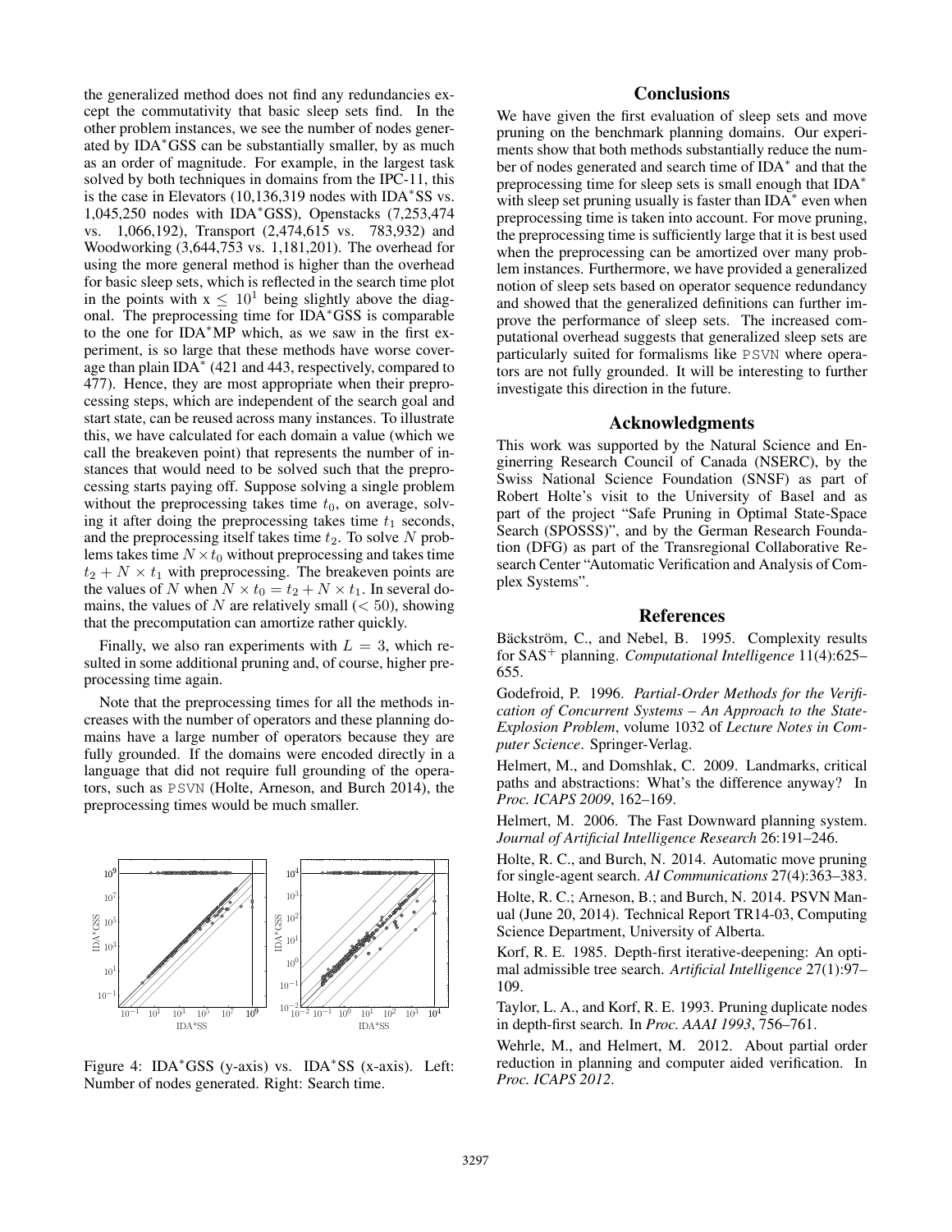the generalized method does not find any redundancies except the commutativity that basic sleep sets find. In the other problem instances, we see the number of nodes generated by IDA*GSS can be substantially smaller, by as much as an order of magnitude. For example, in the largest task solved by both techniques in domains from the IPC-11, this is the case in Elevators (10,136,319 nodes with IDA*SS vs. 1,045,250 nodes with IDA*GSS), Openstacks (7,253,474 vs. 1,066,192), Transport (2,474,615 vs. 783,932) and Woodworking (3,644,753 vs. 1,181,201). The overhead for using the more general method is higher than the overhead for basic sleep sets, which is reflected in the search time plot in the points with $x \leq 10^1$ being slightly above the diagonal. The preprocessing time for IDA*GSS is comparable to the one for IDA*MP which, as we saw in the first experiment, is so large that these methods have worse coverage than plain IDA* (421 and 443, respectively, compared to 477). Hence, they are most appropriate when their preprocessing steps, which are independent of the search goal and start state, can be reused across many instances. To illustrate this, we have calculated for each domain a value (which we call the breakeven point) that represents the number of instances that would need to be solved such that the preprocessing starts paying off. Suppose solving a single problem without the preprocessing takes time $t_0$, on average, solving it after doing the preprocessing takes time $t_1$ seconds, and the preprocessing itself takes time $t_2$. To solve $N$ problems takes time $N \times t_0$ without preprocessing and takes time $t_2 + N \times t_1$ with preprocessing. The breakeven points are the values of $N$ when $N \times t_0 = t_2 + N \times t_1$. In several domains, the values of $N$ are relatively small ($< 50$), showing that the precomputation can amortize rather quickly.

Finally, we also ran experiments with $L = 3$, which resulted in some additional pruning and, of course, higher preprocessing time again.

Note that the preprocessing times for all the methods increases with the number of operators and these planning domains have a large number of operators because they are fully grounded. If the domains were encoded directly in a language that did not require full grounding of the operators, such as PSVN (Holte, Arneson, and Burch 2014), the preprocessing times would be much smaller.

IDA*GSS
$10^9$
$10^7$
$10^5$
$10^3$
$10^1$
$10^{-1}$
$10^{-1}$ $10^1$ $10^3$ $10^5$ $10^7$ $10^9$
IDA*SS

IDA*GSS
$10^4$
$10^3$
$10^2$
$10^1$
$10^0$
$10^{-1}$
$10^{-2}$
$10^{-2}$ $10^{-1}$ $10^0$ $10^1$ $10^2$ $10^3$ $10^4$
IDA*SS

Figure 4: IDA*GSS (y-axis) vs. IDA*SS (x-axis). Left: Number of nodes generated. Right: Search time.

## Conclusions

We have given the first evaluation of sleep sets and move pruning on the benchmark planning domains. Our experiments show that both methods substantially reduce the number of nodes generated and search time of IDA* and that the preprocessing time for sleep sets is small enough that IDA* with sleep set pruning usually is faster than IDA* even when preprocessing time is taken into account. For move pruning, the preprocessing time is sufficiently large that it is best used when the preprocessing can be amortized over many problem instances. Furthermore, we have provided a generalized notion of sleep sets based on operator sequence redundancy and showed that the generalized definitions can further improve the performance of sleep sets. The increased computational overhead suggests that generalized sleep sets are particularly suited for formalisms like PSVN where operators are not fully grounded. It will be interesting to further investigate this direction in the future.

## Acknowledgments

This work was supported by the Natural Science and Enginerring Research Council of Canada (NSERC), by the Swiss National Science Foundation (SNSF) as part of Robert Holte's visit to the University of Basel and as part of the project "Safe Pruning in Optimal State-Space Search (SPOSSS)", and by the German Research Foundation (DFG) as part of the Transregional Collaborative Research Center "Automatic Verification and Analysis of Complex Systems".

## References

Bäckström, C., and Nebel, B. 1995. Complexity results for SAS$^+$ planning. *Computational Intelligence* 11(4):625–655.

Godefroid, P. 1996. *Partial-Order Methods for the Verification of Concurrent Systems – An Approach to the State-Explosion Problem*, volume 1032 of *Lecture Notes in Computer Science*. Springer-Verlag.

Helmert, M., and Domshlak, C. 2009. Landmarks, critical paths and abstractions: What's the difference anyway? In *Proc. ICAPS 2009*, 162–169.

Helmert, M. 2006. The Fast Downward planning system. *Journal of Artificial Intelligence Research* 26:191–246.

Holte, R. C., and Burch, N. 2014. Automatic move pruning for single-agent search. *AI Communications* 27(4):363–383.

Holte, R. C.; Arneson, B.; and Burch, N. 2014. PSVN Manual (June 20, 2014). Technical Report TR14-03, Computing Science Department, University of Alberta.

Korf, R. E. 1985. Depth-first iterative-deepening: An optimal admissible tree search. *Artificial Intelligence* 27(1):97–109.

Taylor, L. A., and Korf, R. E. 1993. Pruning duplicate nodes in depth-first search. In *Proc. AAAI 1993*, 756–761.

Wehrle, M., and Helmert, M. 2012. About partial order reduction in planning and computer aided verification. In *Proc. ICAPS 2012*.